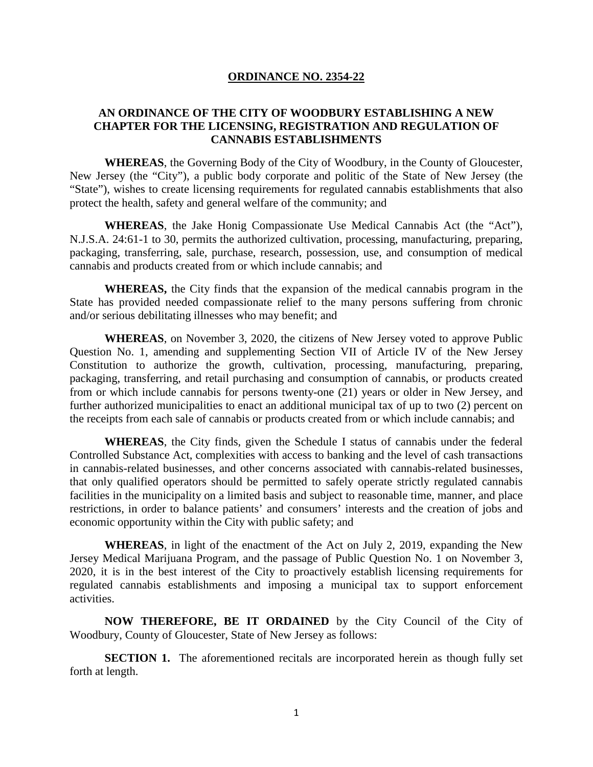**ORDINANCE NO. 2354-22**

**AN ORDINANCE OF THE CITY OF WOODBURY ESTABLISHING A NEW CHAPTER FOR THE LICENSING, REGISTRATION AND REGULATION OF CANNABIS ESTABLISHMENTS**

**WHEREAS**, the Governing Body of the City of Woodbury, in the County of Gloucester, New Jersey (the "City"), a public body corporate and politic of the State of New Jersey (the "State"), wishes to create licensing requirements for regulated cannabis establishments that also protect the health, safety and general welfare of the community; and

**WHEREAS**, the Jake Honig Compassionate Use Medical Cannabis Act (the "Act"), N.J.S.A. 24:61-1 to 30, permits the authorized cultivation, processing, manufacturing, preparing, packaging, transferring, sale, purchase, research, possession, use, and consumption of medical cannabis and products created from or which include cannabis; and

**WHEREAS,** the City finds that the expansion of the medical cannabis program in the State has provided needed compassionate relief to the many persons suffering from chronic and/or serious debilitating illnesses who may benefit; and

**WHEREAS**, on November 3, 2020, the citizens of New Jersey voted to approve Public Question No. 1, amending and supplementing Section VII of Article IV of the New Jersey Constitution to authorize the growth, cultivation, processing, manufacturing, preparing, packaging, transferring, and retail purchasing and consumption of cannabis, or products created from or which include cannabis for persons twenty-one (21) years or older in New Jersey, and further authorized municipalities to enact an additional municipal tax of up to two (2) percent on the receipts from each sale of cannabis or products created from or which include cannabis; and

**WHEREAS**, the City finds, given the Schedule I status of cannabis under the federal Controlled Substance Act, complexities with access to banking and the level of cash transactions in cannabis-related businesses, and other concerns associated with cannabis-related businesses, that only qualified operators should be permitted to safely operate strictly regulated cannabis facilities in the municipality on a limited basis and subject to reasonable time, manner, and place restrictions, in order to balance patients' and consumers' interests and the creation of jobs and economic opportunity within the City with public safety; and

**WHEREAS**, in light of the enactment of the Act on July 2, 2019, expanding the New Jersey Medical Marijuana Program, and the passage of Public Question No. 1 on November 3, 2020, it is in the best interest of the City to proactively establish licensing requirements for regulated cannabis establishments and imposing a municipal tax to support enforcement activities.

**NOW THEREFORE, BE IT ORDAINED** by the City Council of the City of Woodbury, County of Gloucester, State of New Jersey as follows:

**SECTION 1.** The aforementioned recitals are incorporated herein as though fully set forth at length.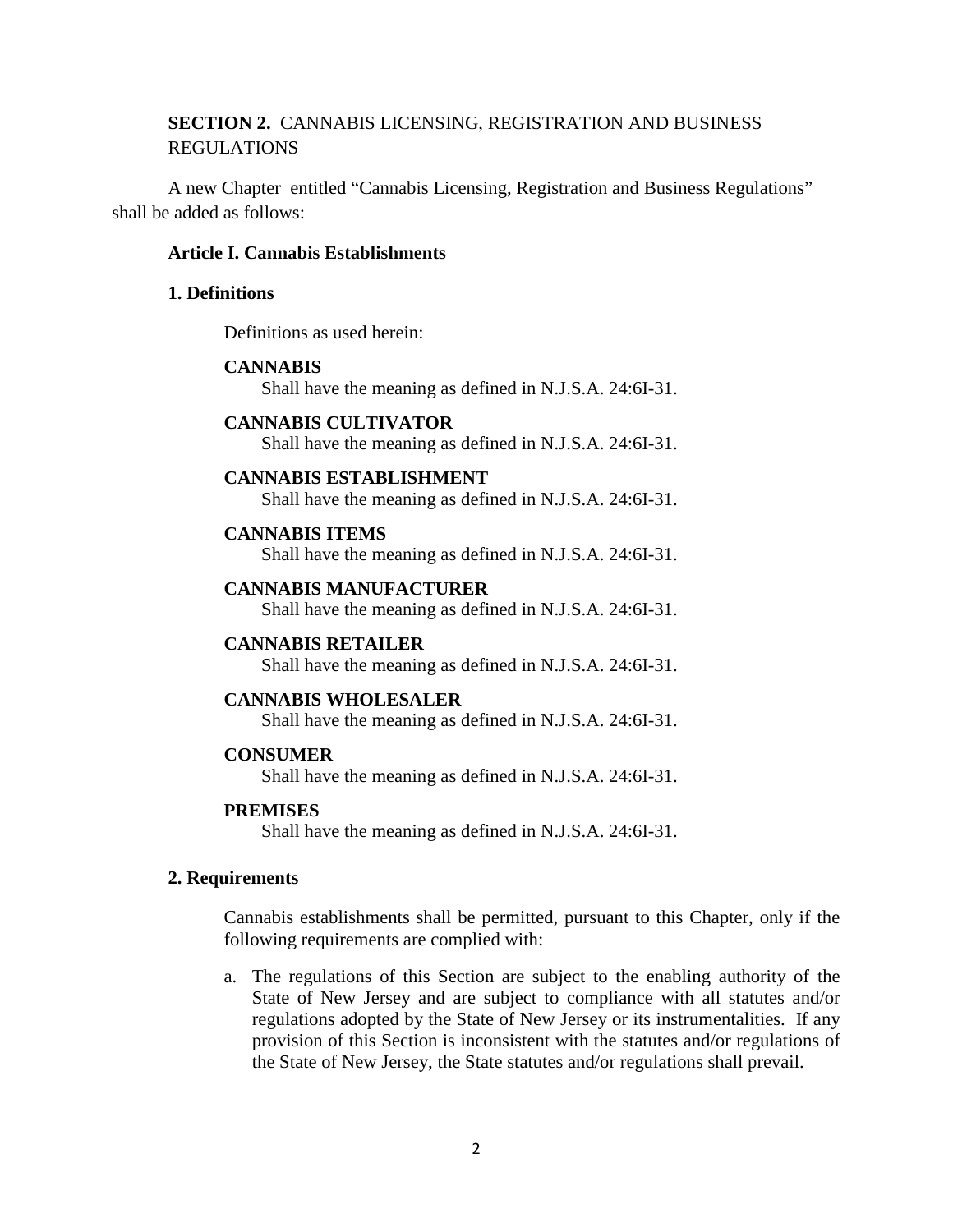**SECTION 2.** CANNABIS LICENSING, REGISTRATION AND BUSINESS REGULATIONS

A new Chapter entitled "Cannabis Licensing, Registration and Business Regulations" shall be added as follows:

### Article I. Cannabis Establishments

#### 1. Definitions

Definitions as used herein:

**CANNABIS**
Shall have the meaning as defined in N.J.S.A. 24:6I-31.

**CANNABIS CULTIVATOR**
Shall have the meaning as defined in N.J.S.A. 24:6I-31.

**CANNABIS ESTABLISHMENT**
Shall have the meaning as defined in N.J.S.A. 24:6I-31.

**CANNABIS ITEMS**
Shall have the meaning as defined in N.J.S.A. 24:6I-31.

**CANNABIS MANUFACTURER**
Shall have the meaning as defined in N.J.S.A. 24:6I-31.

**CANNABIS RETAILER**
Shall have the meaning as defined in N.J.S.A. 24:6I-31.

**CANNABIS WHOLESALER**
Shall have the meaning as defined in N.J.S.A. 24:6I-31.

**CONSUMER**
Shall have the meaning as defined in N.J.S.A. 24:6I-31.

**PREMISES**
Shall have the meaning as defined in N.J.S.A. 24:6I-31.

#### 2. Requirements

Cannabis establishments shall be permitted, pursuant to this Chapter, only if the following requirements are complied with:

a. The regulations of this Section are subject to the enabling authority of the State of New Jersey and are subject to compliance with all statutes and/or regulations adopted by the State of New Jersey or its instrumentalities. If any provision of this Section is inconsistent with the statutes and/or regulations of the State of New Jersey, the State statutes and/or regulations shall prevail.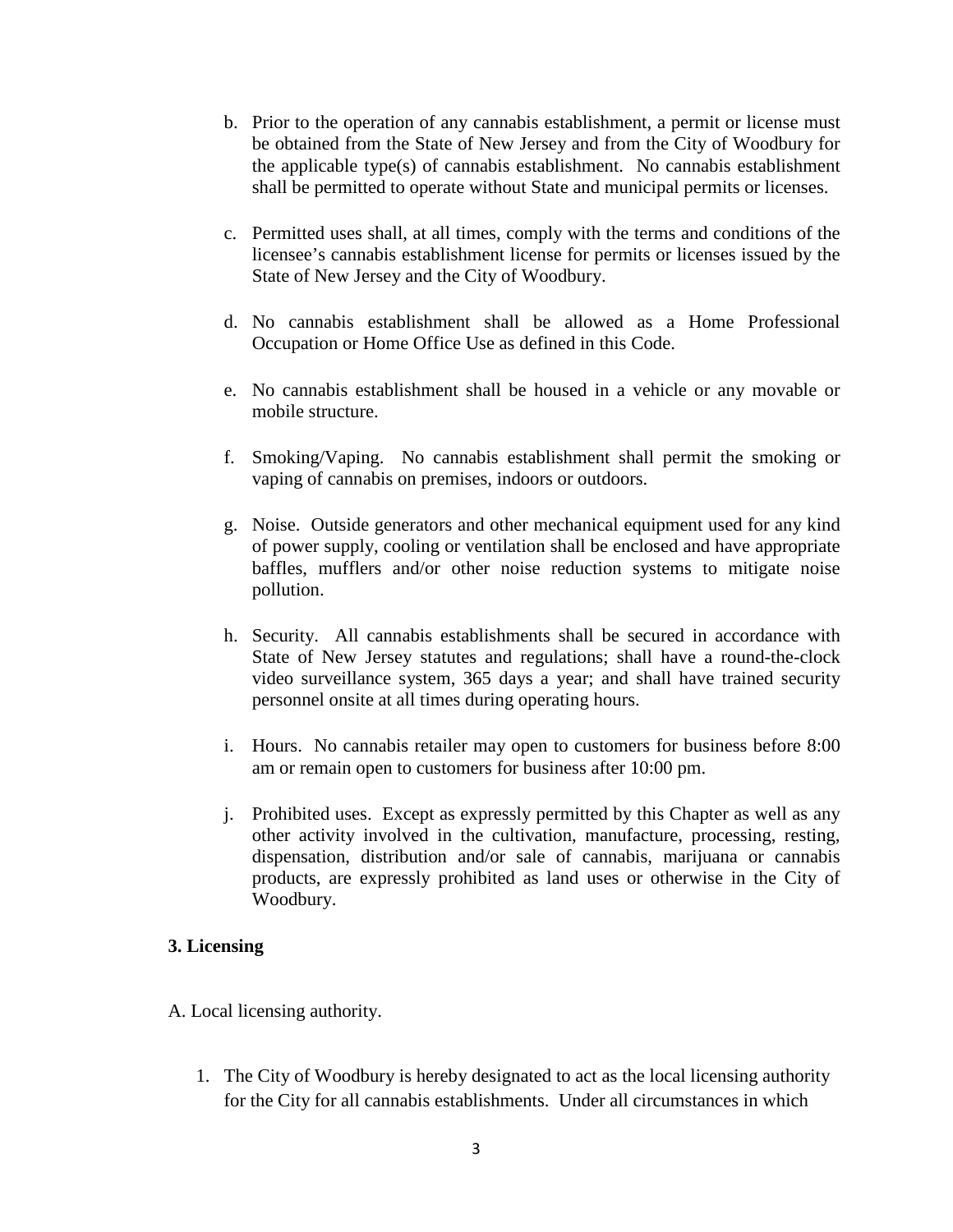b. Prior to the operation of any cannabis establishment, a permit or license must be obtained from the State of New Jersey and from the City of Woodbury for the applicable type(s) of cannabis establishment. No cannabis establishment shall be permitted to operate without State and municipal permits or licenses.

c. Permitted uses shall, at all times, comply with the terms and conditions of the licensee's cannabis establishment license for permits or licenses issued by the State of New Jersey and the City of Woodbury.

d. No cannabis establishment shall be allowed as a Home Professional Occupation or Home Office Use as defined in this Code.

e. No cannabis establishment shall be housed in a vehicle or any movable or mobile structure.

f. Smoking/Vaping. No cannabis establishment shall permit the smoking or vaping of cannabis on premises, indoors or outdoors.

g. Noise. Outside generators and other mechanical equipment used for any kind of power supply, cooling or ventilation shall be enclosed and have appropriate baffles, mufflers and/or other noise reduction systems to mitigate noise pollution.

h. Security. All cannabis establishments shall be secured in accordance with State of New Jersey statutes and regulations; shall have a round-the-clock video surveillance system, 365 days a year; and shall have trained security personnel onsite at all times during operating hours.

i. Hours. No cannabis retailer may open to customers for business before 8:00 am or remain open to customers for business after 10:00 pm.

j. Prohibited uses. Except as expressly permitted by this Chapter as well as any other activity involved in the cultivation, manufacture, processing, resting, dispensation, distribution and/or sale of cannabis, marijuana or cannabis products, are expressly prohibited as land uses or otherwise in the City of Woodbury.

**3. Licensing**

A. Local licensing authority.

1. The City of Woodbury is hereby designated to act as the local licensing authority for the City for all cannabis establishments. Under all circumstances in which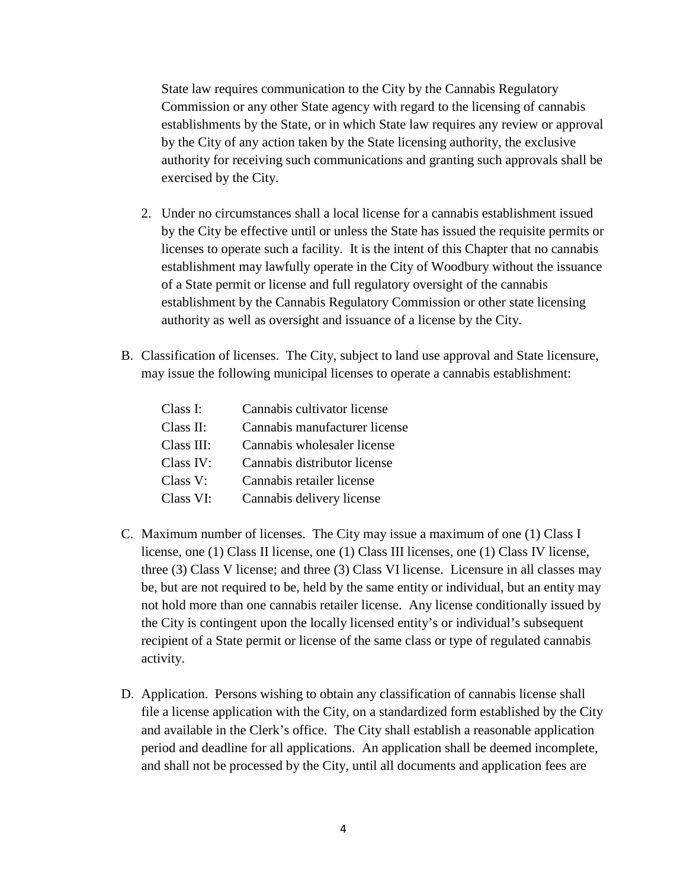State law requires communication to the City by the Cannabis Regulatory Commission or any other State agency with regard to the licensing of cannabis establishments by the State, or in which State law requires any review or approval by the City of any action taken by the State licensing authority, the exclusive authority for receiving such communications and granting such approvals shall be exercised by the City.

2. Under no circumstances shall a local license for a cannabis establishment issued by the City be effective until or unless the State has issued the requisite permits or licenses to operate such a facility. It is the intent of this Chapter that no cannabis establishment may lawfully operate in the City of Woodbury without the issuance of a State permit or license and full regulatory oversight of the cannabis establishment by the Cannabis Regulatory Commission or other state licensing authority as well as oversight and issuance of a license by the City.

B. Classification of licenses. The City, subject to land use approval and State licensure, may issue the following municipal licenses to operate a cannabis establishment:

| | |
|---|---|
| Class I: | Cannabis cultivator license |
| Class II: | Cannabis manufacturer license |
| Class III: | Cannabis wholesaler license |
| Class IV: | Cannabis distributor license |
| Class V: | Cannabis retailer license |
| Class VI: | Cannabis delivery license |

C. Maximum number of licenses. The City may issue a maximum of one (1) Class I license, one (1) Class II license, one (1) Class III licenses, one (1) Class IV license, three (3) Class V license; and three (3) Class VI license. Licensure in all classes may be, but are not required to be, held by the same entity or individual, but an entity may not hold more than one cannabis retailer license. Any license conditionally issued by the City is contingent upon the locally licensed entity's or individual's subsequent recipient of a State permit or license of the same class or type of regulated cannabis activity.

D. Application. Persons wishing to obtain any classification of cannabis license shall file a license application with the City, on a standardized form established by the City and available in the Clerk's office. The City shall establish a reasonable application period and deadline for all applications. An application shall be deemed incomplete, and shall not be processed by the City, until all documents and application fees are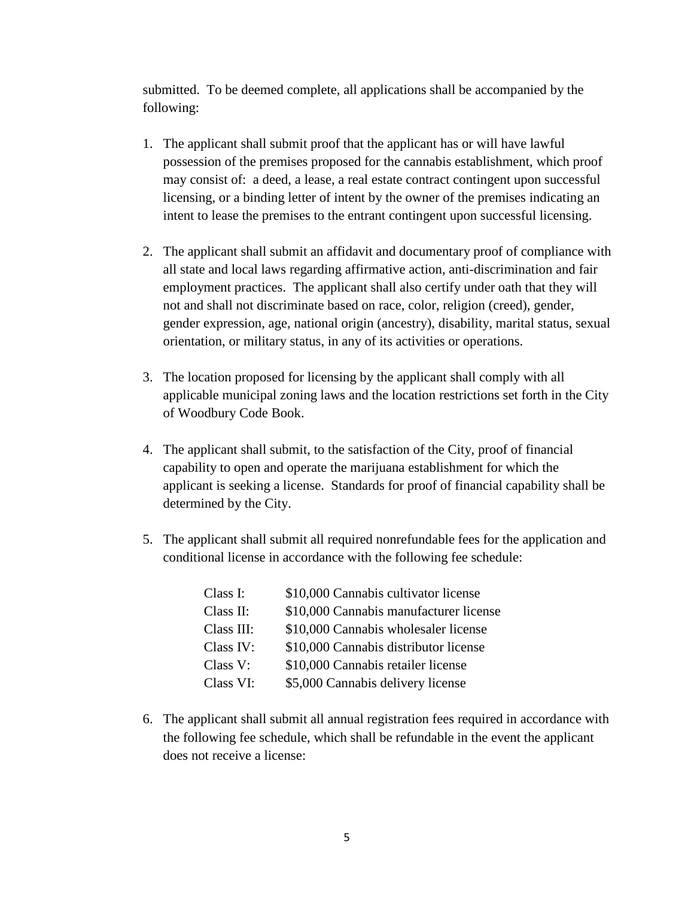submitted. To be deemed complete, all applications shall be accompanied by the following:

1. The applicant shall submit proof that the applicant has or will have lawful possession of the premises proposed for the cannabis establishment, which proof may consist of: a deed, a lease, a real estate contract contingent upon successful licensing, or a binding letter of intent by the owner of the premises indicating an intent to lease the premises to the entrant contingent upon successful licensing.

2. The applicant shall submit an affidavit and documentary proof of compliance with all state and local laws regarding affirmative action, anti-discrimination and fair employment practices. The applicant shall also certify under oath that they will not and shall not discriminate based on race, color, religion (creed), gender, gender expression, age, national origin (ancestry), disability, marital status, sexual orientation, or military status, in any of its activities or operations.

3. The location proposed for licensing by the applicant shall comply with all applicable municipal zoning laws and the location restrictions set forth in the City of Woodbury Code Book.

4. The applicant shall submit, to the satisfaction of the City, proof of financial capability to open and operate the marijuana establishment for which the applicant is seeking a license. Standards for proof of financial capability shall be determined by the City.

5. The applicant shall submit all required nonrefundable fees for the application and conditional license in accordance with the following fee schedule:

| | |
|---|---|
| Class I: | $10,000 Cannabis cultivator license |
| Class II: | $10,000 Cannabis manufacturer license |
| Class III: | $10,000 Cannabis wholesaler license |
| Class IV: | $10,000 Cannabis distributor license |
| Class V: | $10,000 Cannabis retailer license |
| Class VI: | $5,000 Cannabis delivery license |

6. The applicant shall submit all annual registration fees required in accordance with the following fee schedule, which shall be refundable in the event the applicant does not receive a license: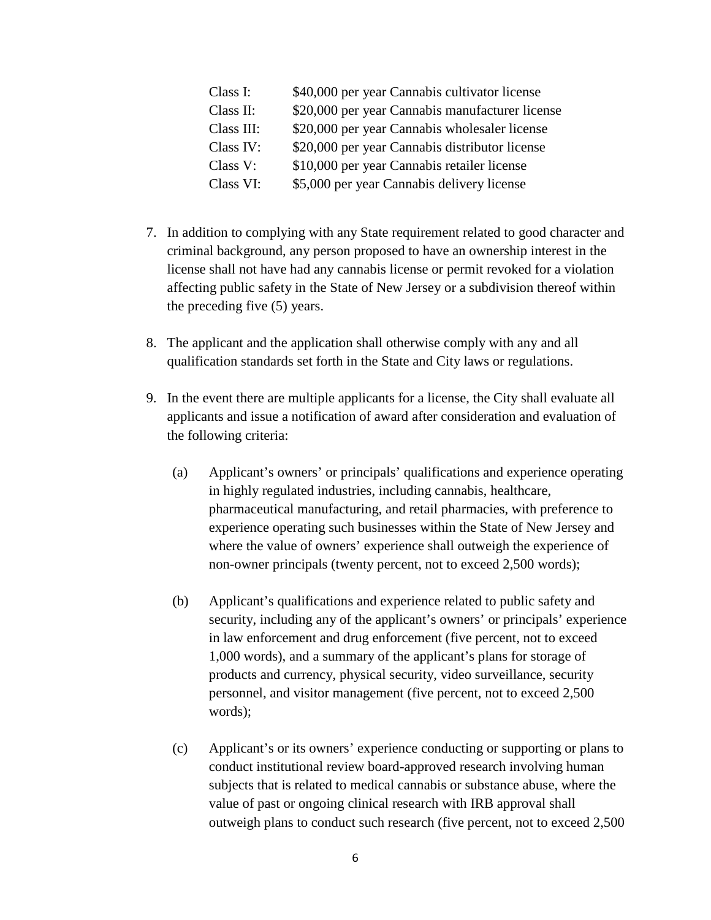| | |
|---|---|
| Class I: | $40,000 per year Cannabis cultivator license |
| Class II: | $20,000 per year Cannabis manufacturer license |
| Class III: | $20,000 per year Cannabis wholesaler license |
| Class IV: | $20,000 per year Cannabis distributor license |
| Class V: | $10,000 per year Cannabis retailer license |
| Class VI: | $5,000 per year Cannabis delivery license |

7. In addition to complying with any State requirement related to good character and criminal background, any person proposed to have an ownership interest in the license shall not have had any cannabis license or permit revoked for a violation affecting public safety in the State of New Jersey or a subdivision thereof within the preceding five (5) years.

8. The applicant and the application shall otherwise comply with any and all qualification standards set forth in the State and City laws or regulations.

9. In the event there are multiple applicants for a license, the City shall evaluate all applicants and issue a notification of award after consideration and evaluation of the following criteria:

   (a) Applicant's owners' or principals' qualifications and experience operating in highly regulated industries, including cannabis, healthcare, pharmaceutical manufacturing, and retail pharmacies, with preference to experience operating such businesses within the State of New Jersey and where the value of owners' experience shall outweigh the experience of non-owner principals (twenty percent, not to exceed 2,500 words);

   (b) Applicant's qualifications and experience related to public safety and security, including any of the applicant's owners' or principals' experience in law enforcement and drug enforcement (five percent, not to exceed 1,000 words), and a summary of the applicant's plans for storage of products and currency, physical security, video surveillance, security personnel, and visitor management (five percent, not to exceed 2,500 words);

   (c) Applicant's or its owners' experience conducting or supporting or plans to conduct institutional review board-approved research involving human subjects that is related to medical cannabis or substance abuse, where the value of past or ongoing clinical research with IRB approval shall outweigh plans to conduct such research (five percent, not to exceed 2,500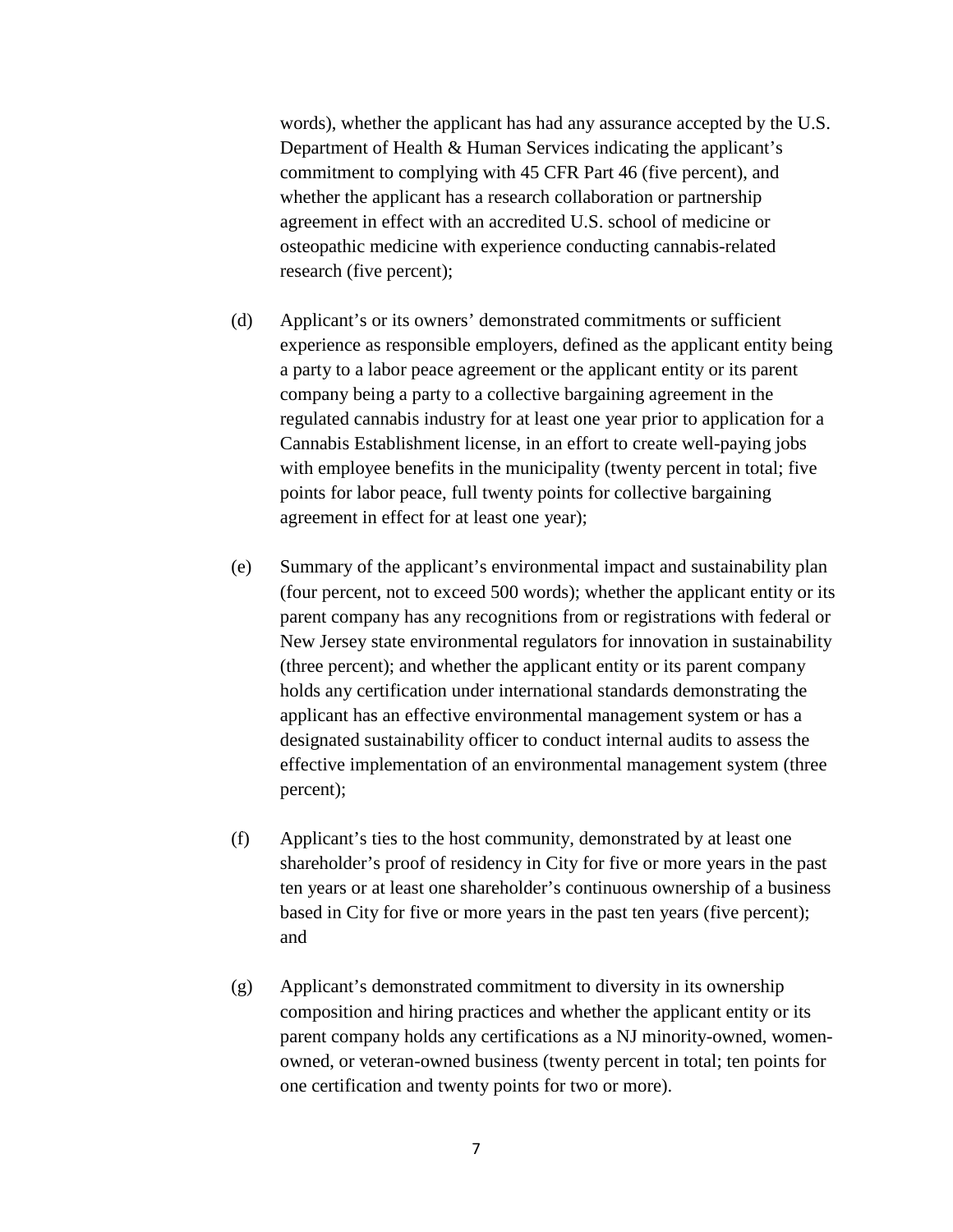words), whether the applicant has had any assurance accepted by the U.S. Department of Health & Human Services indicating the applicant's commitment to complying with 45 CFR Part 46 (five percent), and whether the applicant has a research collaboration or partnership agreement in effect with an accredited U.S. school of medicine or osteopathic medicine with experience conducting cannabis-related research (five percent);

(d) Applicant's or its owners' demonstrated commitments or sufficient experience as responsible employers, defined as the applicant entity being a party to a labor peace agreement or the applicant entity or its parent company being a party to a collective bargaining agreement in the regulated cannabis industry for at least one year prior to application for a Cannabis Establishment license, in an effort to create well-paying jobs with employee benefits in the municipality (twenty percent in total; five points for labor peace, full twenty points for collective bargaining agreement in effect for at least one year);

(e) Summary of the applicant's environmental impact and sustainability plan (four percent, not to exceed 500 words); whether the applicant entity or its parent company has any recognitions from or registrations with federal or New Jersey state environmental regulators for innovation in sustainability (three percent); and whether the applicant entity or its parent company holds any certification under international standards demonstrating the applicant has an effective environmental management system or has a designated sustainability officer to conduct internal audits to assess the effective implementation of an environmental management system (three percent);

(f) Applicant's ties to the host community, demonstrated by at least one shareholder's proof of residency in City for five or more years in the past ten years or at least one shareholder's continuous ownership of a business based in City for five or more years in the past ten years (five percent); and

(g) Applicant's demonstrated commitment to diversity in its ownership composition and hiring practices and whether the applicant entity or its parent company holds any certifications as a NJ minority-owned, women-owned, or veteran-owned business (twenty percent in total; ten points for one certification and twenty points for two or more).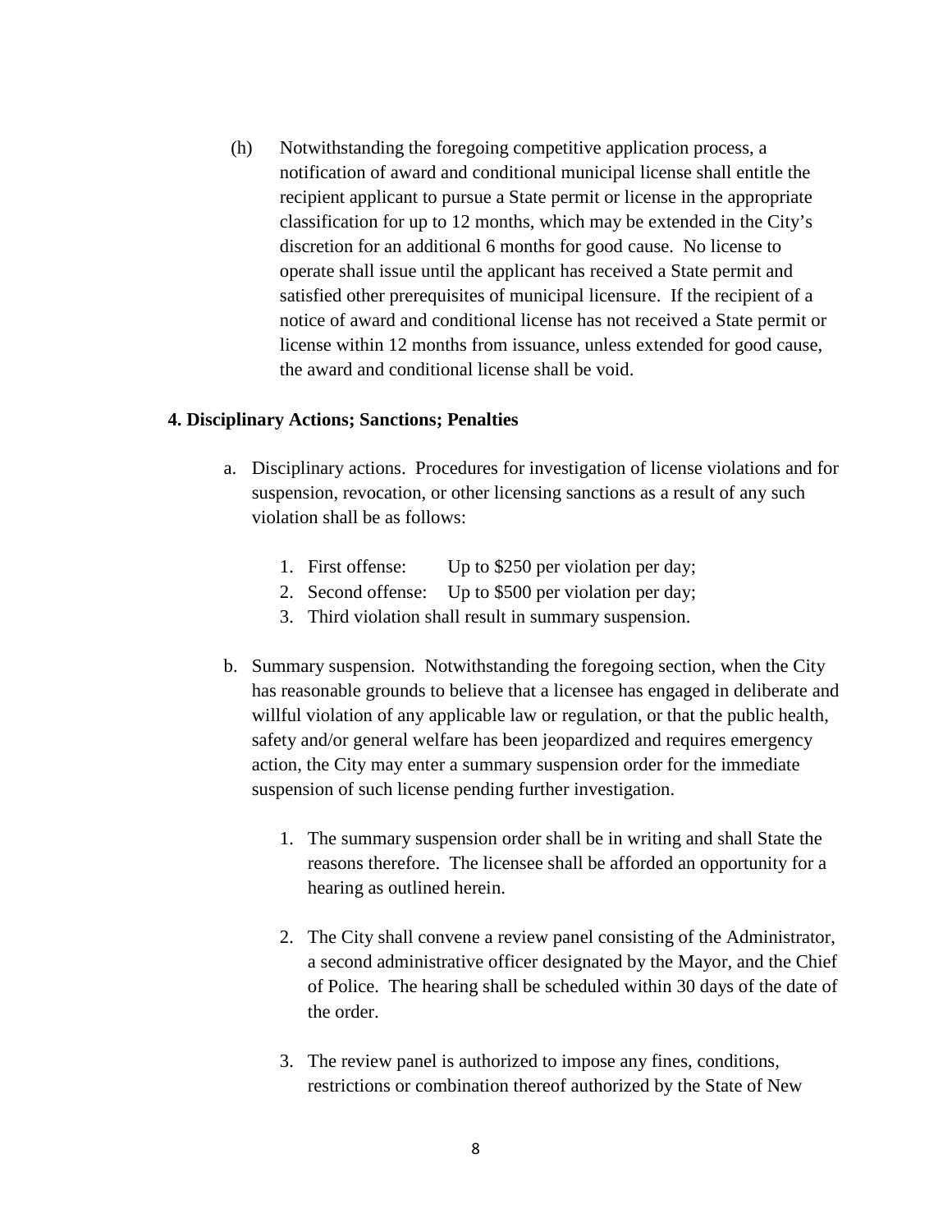(h) Notwithstanding the foregoing competitive application process, a notification of award and conditional municipal license shall entitle the recipient applicant to pursue a State permit or license in the appropriate classification for up to 12 months, which may be extended in the City's discretion for an additional 6 months for good cause. No license to operate shall issue until the applicant has received a State permit and satisfied other prerequisites of municipal licensure. If the recipient of a notice of award and conditional license has not received a State permit or license within 12 months from issuance, unless extended for good cause, the award and conditional license shall be void.

**4. Disciplinary Actions; Sanctions; Penalties**

a. Disciplinary actions. Procedures for investigation of license violations and for suspension, revocation, or other licensing sanctions as a result of any such violation shall be as follows:

   1. First offense: Up to $250 per violation per day;
   2. Second offense: Up to $500 per violation per day;
   3. Third violation shall result in summary suspension.

b. Summary suspension. Notwithstanding the foregoing section, when the City has reasonable grounds to believe that a licensee has engaged in deliberate and willful violation of any applicable law or regulation, or that the public health, safety and/or general welfare has been jeopardized and requires emergency action, the City may enter a summary suspension order for the immediate suspension of such license pending further investigation.

   1. The summary suspension order shall be in writing and shall State the reasons therefore. The licensee shall be afforded an opportunity for a hearing as outlined herein.

   2. The City shall convene a review panel consisting of the Administrator, a second administrative officer designated by the Mayor, and the Chief of Police. The hearing shall be scheduled within 30 days of the date of the order.

   3. The review panel is authorized to impose any fines, conditions, restrictions or combination thereof authorized by the State of New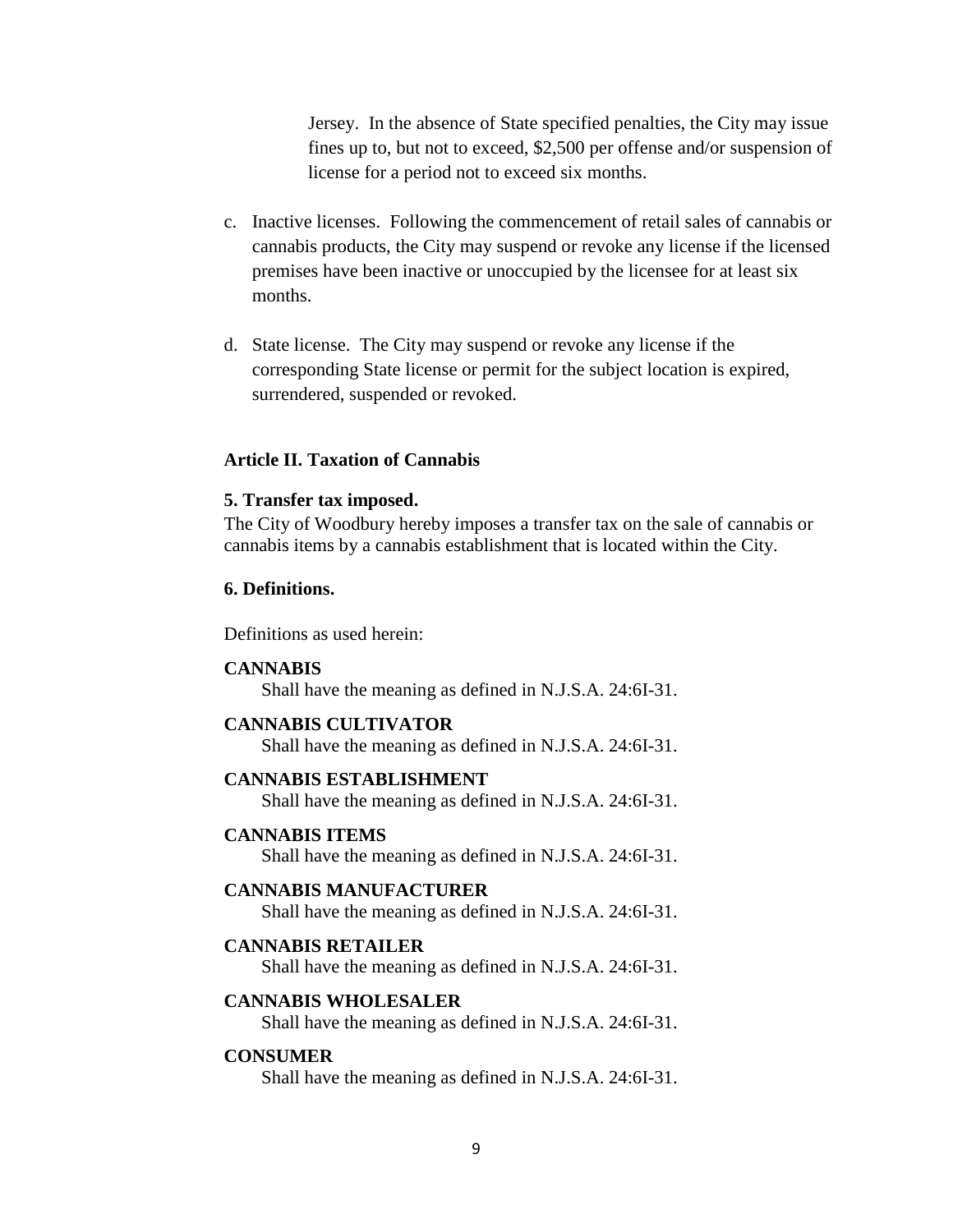Jersey. In the absence of State specified penalties, the City may issue fines up to, but not to exceed, $2,500 per offense and/or suspension of license for a period not to exceed six months.

c. Inactive licenses. Following the commencement of retail sales of cannabis or cannabis products, the City may suspend or revoke any license if the licensed premises have been inactive or unoccupied by the licensee for at least six months.

d. State license. The City may suspend or revoke any license if the corresponding State license or permit for the subject location is expired, surrendered, suspended or revoked.

## Article II. Taxation of Cannabis

### 5. Transfer tax imposed.

The City of Woodbury hereby imposes a transfer tax on the sale of cannabis or cannabis items by a cannabis establishment that is located within the City.

### 6. Definitions.

Definitions as used herein:

**CANNABIS**
Shall have the meaning as defined in N.J.S.A. 24:6I-31.

**CANNABIS CULTIVATOR**
Shall have the meaning as defined in N.J.S.A. 24:6I-31.

**CANNABIS ESTABLISHMENT**
Shall have the meaning as defined in N.J.S.A. 24:6I-31.

**CANNABIS ITEMS**
Shall have the meaning as defined in N.J.S.A. 24:6I-31.

**CANNABIS MANUFACTURER**
Shall have the meaning as defined in N.J.S.A. 24:6I-31.

**CANNABIS RETAILER**
Shall have the meaning as defined in N.J.S.A. 24:6I-31.

**CANNABIS WHOLESALER**
Shall have the meaning as defined in N.J.S.A. 24:6I-31.

**CONSUMER**
Shall have the meaning as defined in N.J.S.A. 24:6I-31.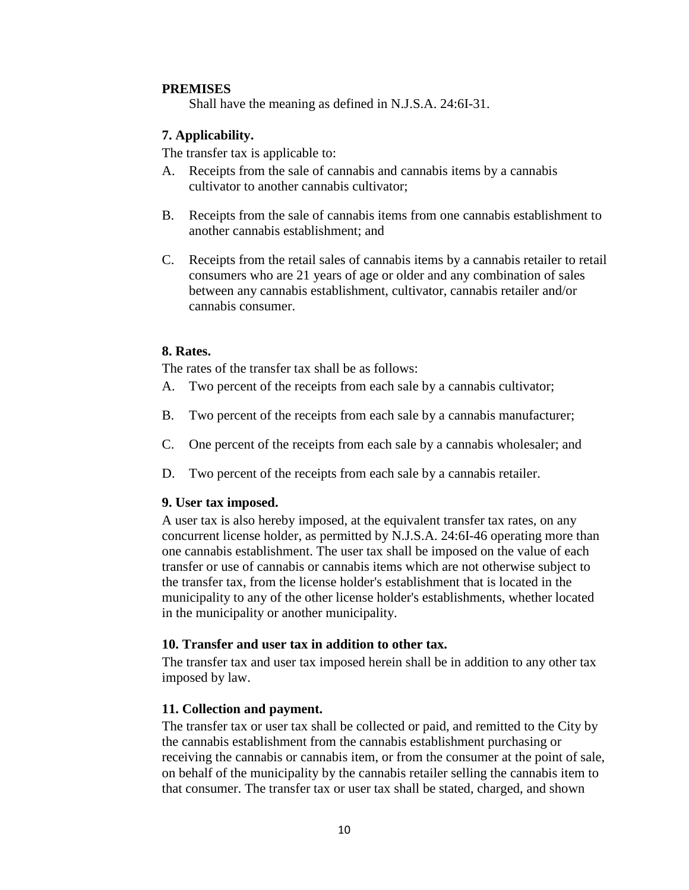**PREMISES**

Shall have the meaning as defined in N.J.S.A. 24:6I-31.

**7. Applicability.**

The transfer tax is applicable to:

A. Receipts from the sale of cannabis and cannabis items by a cannabis cultivator to another cannabis cultivator;

B. Receipts from the sale of cannabis items from one cannabis establishment to another cannabis establishment; and

C. Receipts from the retail sales of cannabis items by a cannabis retailer to retail consumers who are 21 years of age or older and any combination of sales between any cannabis establishment, cultivator, cannabis retailer and/or cannabis consumer.

**8. Rates.**

The rates of the transfer tax shall be as follows:

A. Two percent of the receipts from each sale by a cannabis cultivator;

B. Two percent of the receipts from each sale by a cannabis manufacturer;

C. One percent of the receipts from each sale by a cannabis wholesaler; and

D. Two percent of the receipts from each sale by a cannabis retailer.

**9. User tax imposed.**

A user tax is also hereby imposed, at the equivalent transfer tax rates, on any concurrent license holder, as permitted by N.J.S.A. 24:6I-46 operating more than one cannabis establishment. The user tax shall be imposed on the value of each transfer or use of cannabis or cannabis items which are not otherwise subject to the transfer tax, from the license holder's establishment that is located in the municipality to any of the other license holder's establishments, whether located in the municipality or another municipality.

**10. Transfer and user tax in addition to other tax.**

The transfer tax and user tax imposed herein shall be in addition to any other tax imposed by law.

**11. Collection and payment.**

The transfer tax or user tax shall be collected or paid, and remitted to the City by the cannabis establishment from the cannabis establishment purchasing or receiving the cannabis or cannabis item, or from the consumer at the point of sale, on behalf of the municipality by the cannabis retailer selling the cannabis item to that consumer. The transfer tax or user tax shall be stated, charged, and shown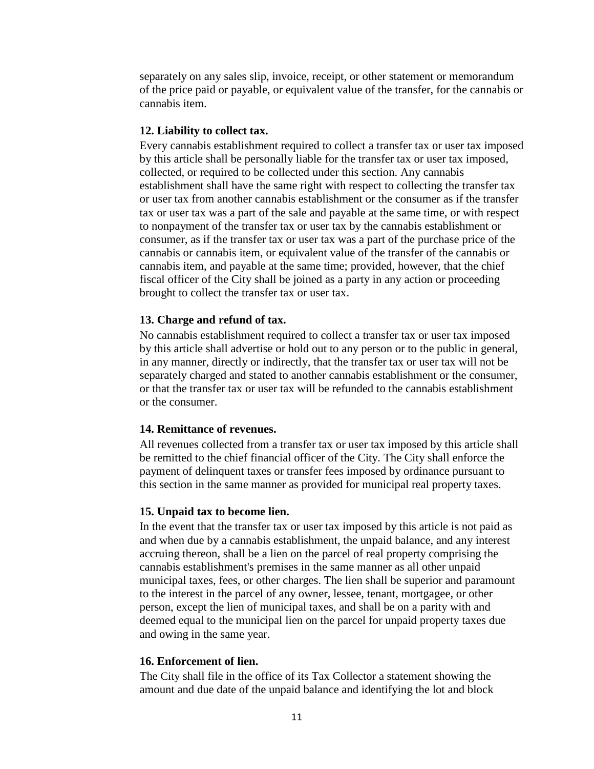separately on any sales slip, invoice, receipt, or other statement or memorandum of the price paid or payable, or equivalent value of the transfer, for the cannabis or cannabis item.

**12. Liability to collect tax.**

Every cannabis establishment required to collect a transfer tax or user tax imposed by this article shall be personally liable for the transfer tax or user tax imposed, collected, or required to be collected under this section. Any cannabis establishment shall have the same right with respect to collecting the transfer tax or user tax from another cannabis establishment or the consumer as if the transfer tax or user tax was a part of the sale and payable at the same time, or with respect to nonpayment of the transfer tax or user tax by the cannabis establishment or consumer, as if the transfer tax or user tax was a part of the purchase price of the cannabis or cannabis item, or equivalent value of the transfer of the cannabis or cannabis item, and payable at the same time; provided, however, that the chief fiscal officer of the City shall be joined as a party in any action or proceeding brought to collect the transfer tax or user tax.

**13. Charge and refund of tax.**

No cannabis establishment required to collect a transfer tax or user tax imposed by this article shall advertise or hold out to any person or to the public in general, in any manner, directly or indirectly, that the transfer tax or user tax will not be separately charged and stated to another cannabis establishment or the consumer, or that the transfer tax or user tax will be refunded to the cannabis establishment or the consumer.

**14. Remittance of revenues.**

All revenues collected from a transfer tax or user tax imposed by this article shall be remitted to the chief financial officer of the City. The City shall enforce the payment of delinquent taxes or transfer fees imposed by ordinance pursuant to this section in the same manner as provided for municipal real property taxes.

**15. Unpaid tax to become lien.**

In the event that the transfer tax or user tax imposed by this article is not paid as and when due by a cannabis establishment, the unpaid balance, and any interest accruing thereon, shall be a lien on the parcel of real property comprising the cannabis establishment's premises in the same manner as all other unpaid municipal taxes, fees, or other charges. The lien shall be superior and paramount to the interest in the parcel of any owner, lessee, tenant, mortgagee, or other person, except the lien of municipal taxes, and shall be on a parity with and deemed equal to the municipal lien on the parcel for unpaid property taxes due and owing in the same year.

**16. Enforcement of lien.**

The City shall file in the office of its Tax Collector a statement showing the amount and due date of the unpaid balance and identifying the lot and block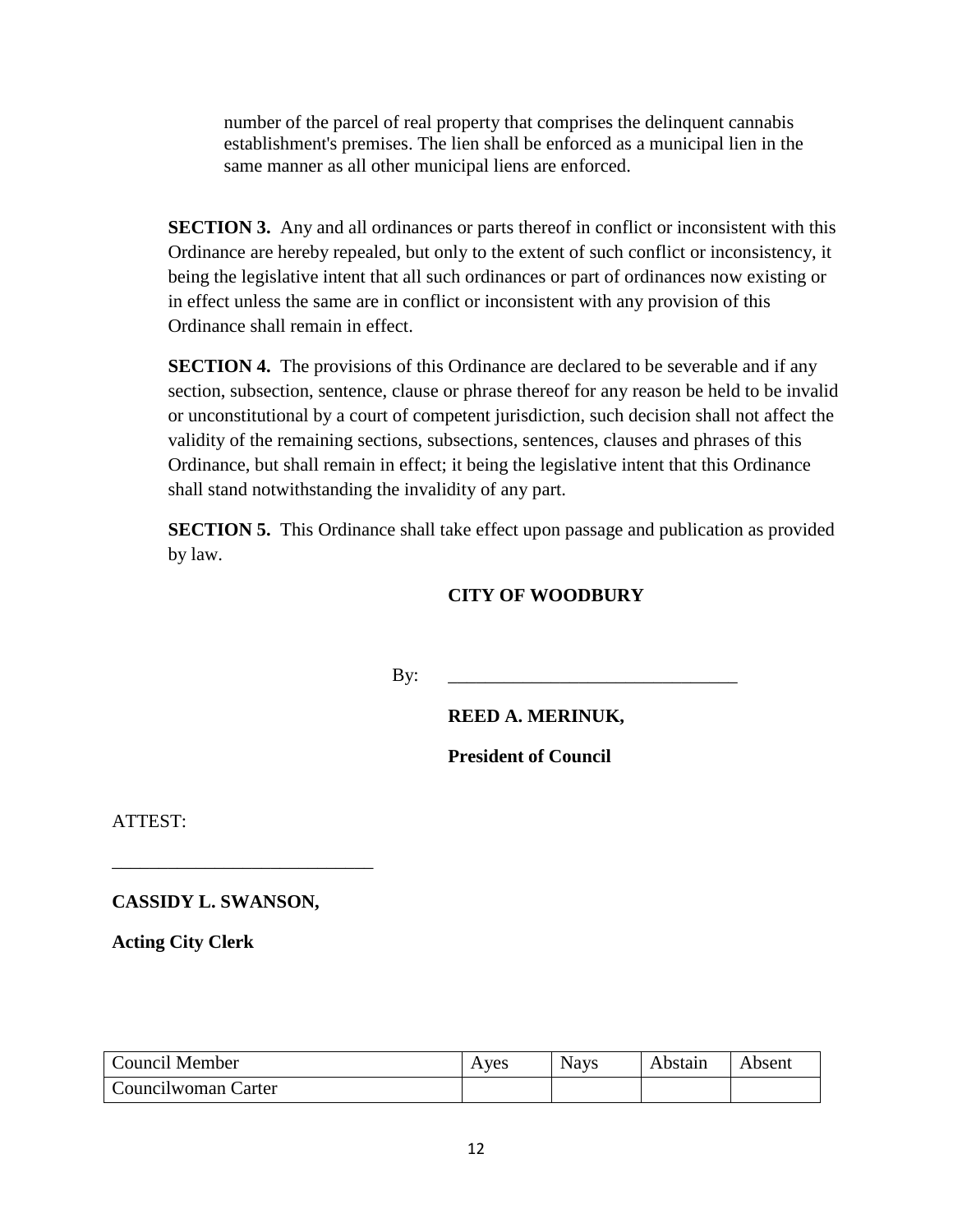number of the parcel of real property that comprises the delinquent cannabis establishment's premises. The lien shall be enforced as a municipal lien in the same manner as all other municipal liens are enforced.

**SECTION 3.** Any and all ordinances or parts thereof in conflict or inconsistent with this Ordinance are hereby repealed, but only to the extent of such conflict or inconsistency, it being the legislative intent that all such ordinances or part of ordinances now existing or in effect unless the same are in conflict or inconsistent with any provision of this Ordinance shall remain in effect.

**SECTION 4.** The provisions of this Ordinance are declared to be severable and if any section, subsection, sentence, clause or phrase thereof for any reason be held to be invalid or unconstitutional by a court of competent jurisdiction, such decision shall not affect the validity of the remaining sections, subsections, sentences, clauses and phrases of this Ordinance, but shall remain in effect; it being the legislative intent that this Ordinance shall stand notwithstanding the invalidity of any part.

**SECTION 5.** This Ordinance shall take effect upon passage and publication as provided by law.

**CITY OF WOODBURY**

By: ______________________________

**REED A. MERINUK,**

**President of Council**

ATTEST:

___________________________

**CASSIDY L. SWANSON,**

**Acting City Clerk**

| Council Member | Ayes | Nays | Abstain | Absent |
|---|---|---|---|---|
| Councilwoman Carter | | | | |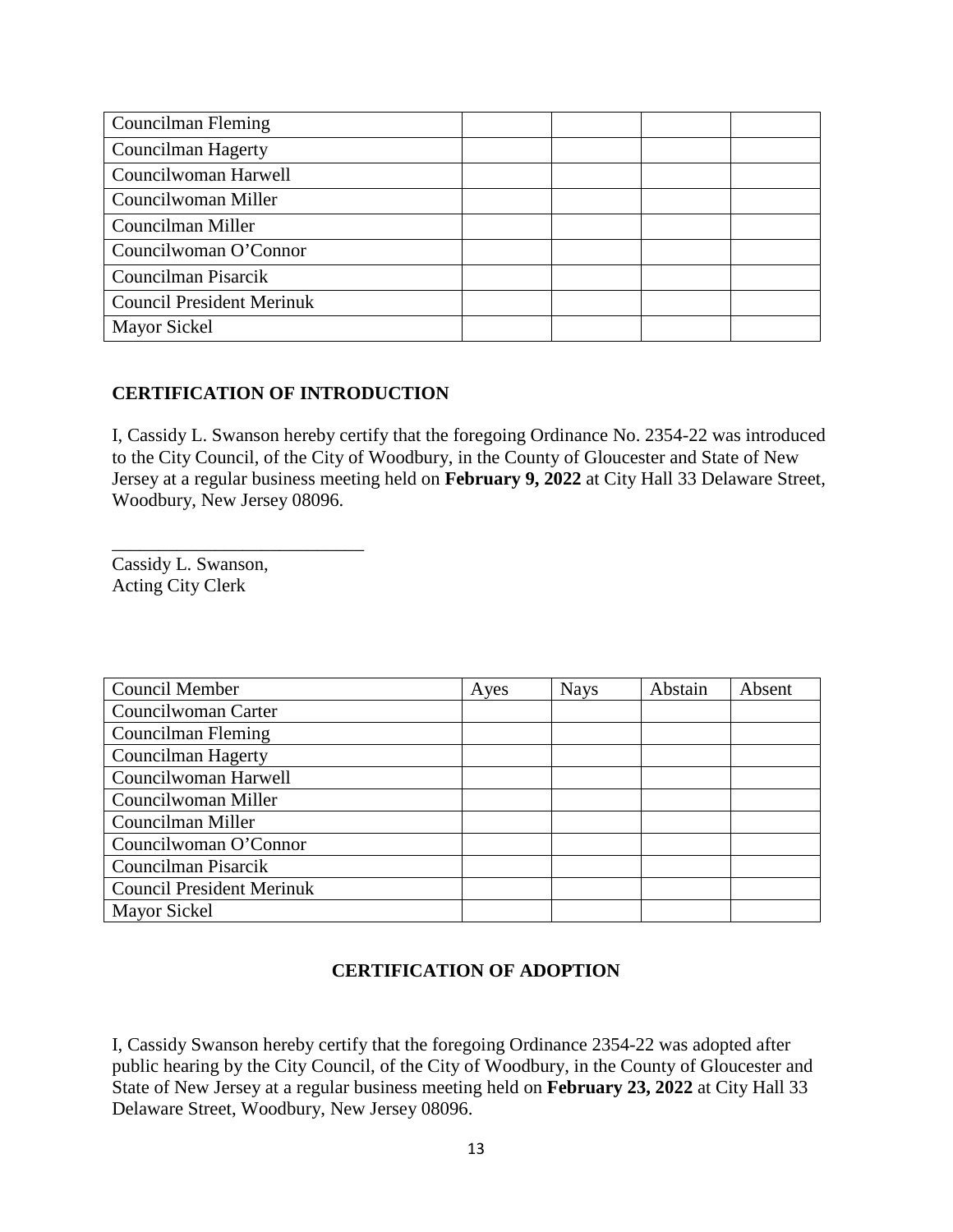| | | | | |
|---|---|---|---|---|
| Councilman Fleming | | | | |
| Councilman Hagerty | | | | |
| Councilwoman Harwell | | | | |
| Councilwoman Miller | | | | |
| Councilman Miller | | | | |
| Councilwoman O'Connor | | | | |
| Councilman Pisarcik | | | | |
| Council President Merinuk | | | | |
| Mayor Sickel | | | | |

**CERTIFICATION OF INTRODUCTION**

I, Cassidy L. Swanson hereby certify that the foregoing Ordinance No. 2354-22 was introduced to the City Council, of the City of Woodbury, in the County of Gloucester and State of New Jersey at a regular business meeting held on **February 9, 2022** at City Hall 33 Delaware Street, Woodbury, New Jersey 08096.

___________________________
Cassidy L. Swanson,
Acting City Clerk

| Council Member | Ayes | Nays | Abstain | Absent |
|---|---|---|---|---|
| Councilwoman Carter | | | | |
| Councilman Fleming | | | | |
| Councilman Hagerty | | | | |
| Councilwoman Harwell | | | | |
| Councilwoman Miller | | | | |
| Councilman Miller | | | | |
| Councilwoman O'Connor | | | | |
| Councilman Pisarcik | | | | |
| Council President Merinuk | | | | |
| Mayor Sickel | | | | |

**CERTIFICATION OF ADOPTION**

I, Cassidy Swanson hereby certify that the foregoing Ordinance 2354-22 was adopted after public hearing by the City Council, of the City of Woodbury, in the County of Gloucester and State of New Jersey at a regular business meeting held on **February 23, 2022** at City Hall 33 Delaware Street, Woodbury, New Jersey 08096.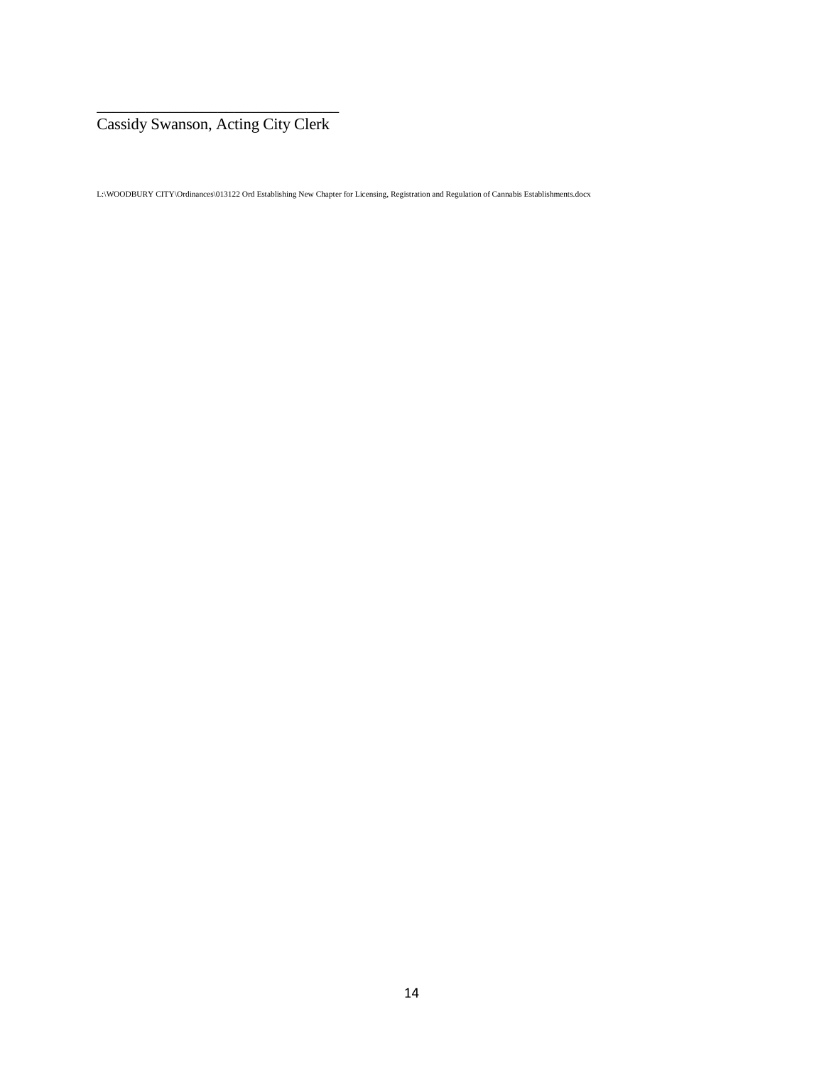\_\_\_\_\_\_\_\_\_\_\_\_\_\_\_\_\_\_\_\_\_\_\_\_\_\_\_\_\_\_\_\_

Cassidy Swanson, Acting City Clerk

L:\WOODBURY CITY\Ordinances\013122 Ord Establishing New Chapter for Licensing, Registration and Regulation of Cannabis Establishments.docx